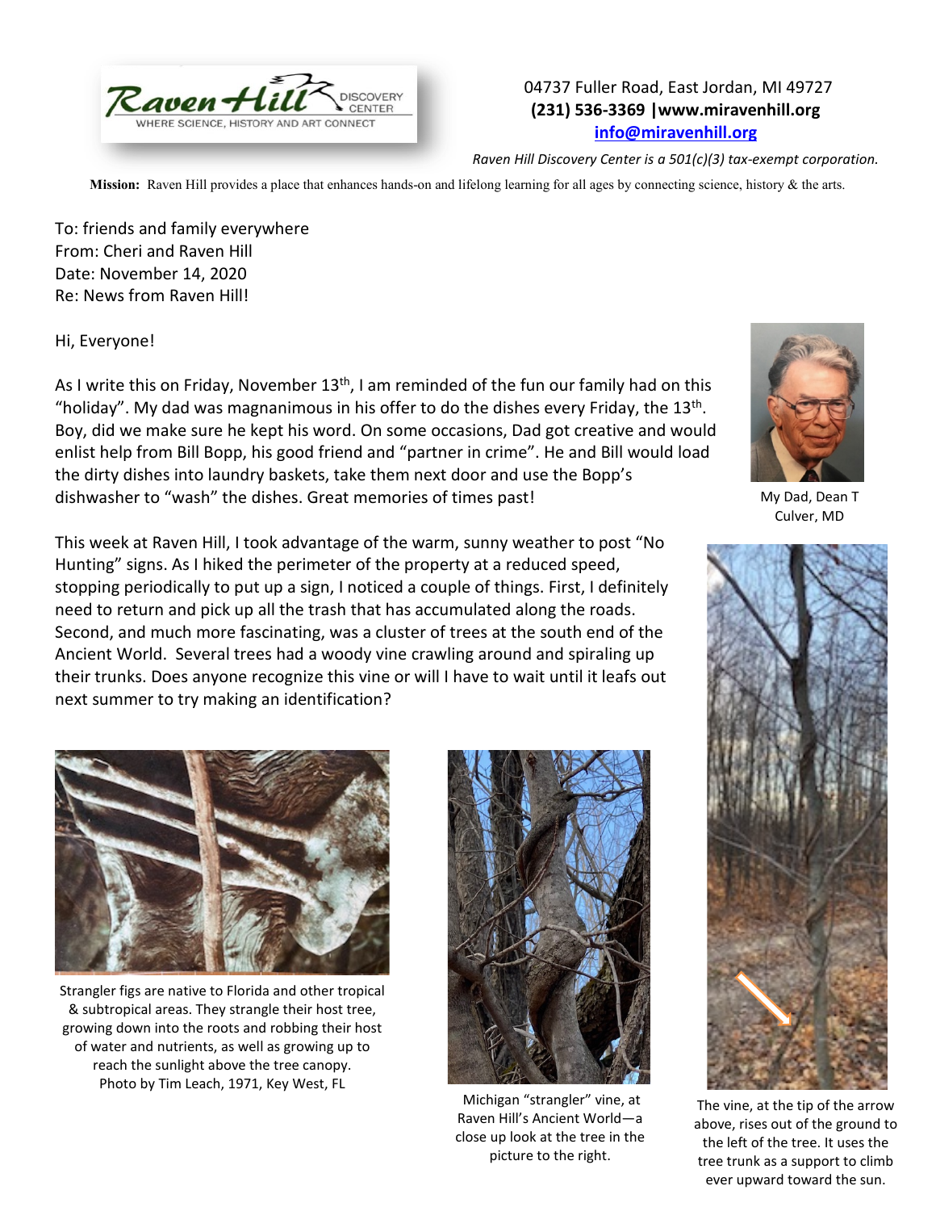Raven Hill Discovery Center
WHERE SCIENCE, HISTORY AND ART CONNECT

04737 Fuller Road, East Jordan, MI 49727
**(231) 536-3369 |www.miravenhill.org**
**info@miravenhill.org**

*Raven Hill Discovery Center is a 501(c)(3) tax-exempt corporation.*

**Mission:** Raven Hill provides a place that enhances hands-on and lifelong learning for all ages by connecting science, history & the arts.

To: friends and family everywhere
From: Cheri and Raven Hill
Date: November 14, 2020
Re: News from Raven Hill!

Hi, Everyone!

As I write this on Friday, November 13th, I am reminded of the fun our family had on this "holiday". My dad was magnanimous in his offer to do the dishes every Friday, the 13th. Boy, did we make sure he kept his word. On some occasions, Dad got creative and would enlist help from Bill Bopp, his good friend and "partner in crime". He and Bill would load the dirty dishes into laundry baskets, take them next door and use the Bopp's dishwasher to "wash" the dishes. Great memories of times past!

My Dad, Dean T Culver, MD

This week at Raven Hill, I took advantage of the warm, sunny weather to post "No Hunting" signs. As I hiked the perimeter of the property at a reduced speed, stopping periodically to put up a sign, I noticed a couple of things. First, I definitely need to return and pick up all the trash that has accumulated along the roads. Second, and much more fascinating, was a cluster of trees at the south end of the Ancient World. Several trees had a woody vine crawling around and spiraling up their trunks. Does anyone recognize this vine or will I have to wait until it leafs out next summer to try making an identification?

Strangler figs are native to Florida and other tropical & subtropical areas. They strangle their host tree, growing down into the roots and robbing their host of water and nutrients, as well as growing up to reach the sunlight above the tree canopy. Photo by Tim Leach, 1971, Key West, FL

Michigan "strangler" vine, at Raven Hill's Ancient World—a close up look at the tree in the picture to the right.

The vine, at the tip of the arrow above, rises out of the ground to the left of the tree. It uses the tree trunk as a support to climb ever upward toward the sun.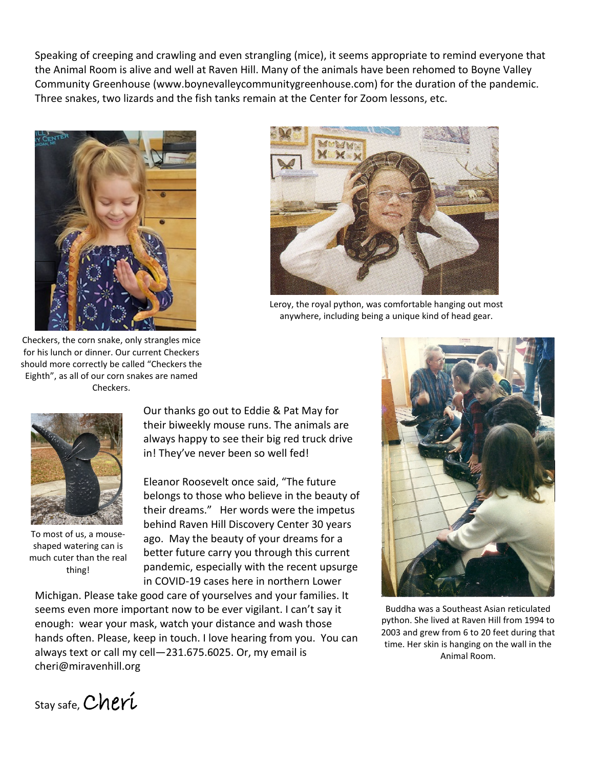Speaking of creeping and crawling and even strangling (mice), it seems appropriate to remind everyone that the Animal Room is alive and well at Raven Hill. Many of the animals have been rehomed to Boyne Valley Community Greenhouse (www.boynevalleycommunitygreenhouse.com) for the duration of the pandemic. Three snakes, two lizards and the fish tanks remain at the Center for Zoom lessons, etc.

Checkers, the corn snake, only strangles mice for his lunch or dinner. Our current Checkers should more correctly be called "Checkers the Eighth", as all of our corn snakes are named Checkers.

Leroy, the royal python, was comfortable hanging out most anywhere, including being a unique kind of head gear.

To most of us, a mouse-shaped watering can is much cuter than the real thing!

Our thanks go out to Eddie & Pat May for their biweekly mouse runs. The animals are always happy to see their big red truck drive in! They've never been so well fed!

Eleanor Roosevelt once said, "The future belongs to those who believe in the beauty of their dreams." Her words were the impetus behind Raven Hill Discovery Center 30 years ago. May the beauty of your dreams for a better future carry you through this current pandemic, especially with the recent upsurge in COVID-19 cases here in northern Lower Michigan. Please take good care of yourselves and your families. It seems even more important now to be ever vigilant. I can't say it enough: wear your mask, watch your distance and wash those hands often. Please, keep in touch. I love hearing from you. You can always text or call my cell—231.675.6025. Or, my email is cheri@miravenhill.org

Buddha was a Southeast Asian reticulated python. She lived at Raven Hill from 1994 to 2003 and grew from 6 to 20 feet during that time. Her skin is hanging on the wall in the Animal Room.

Stay safe, Cheri